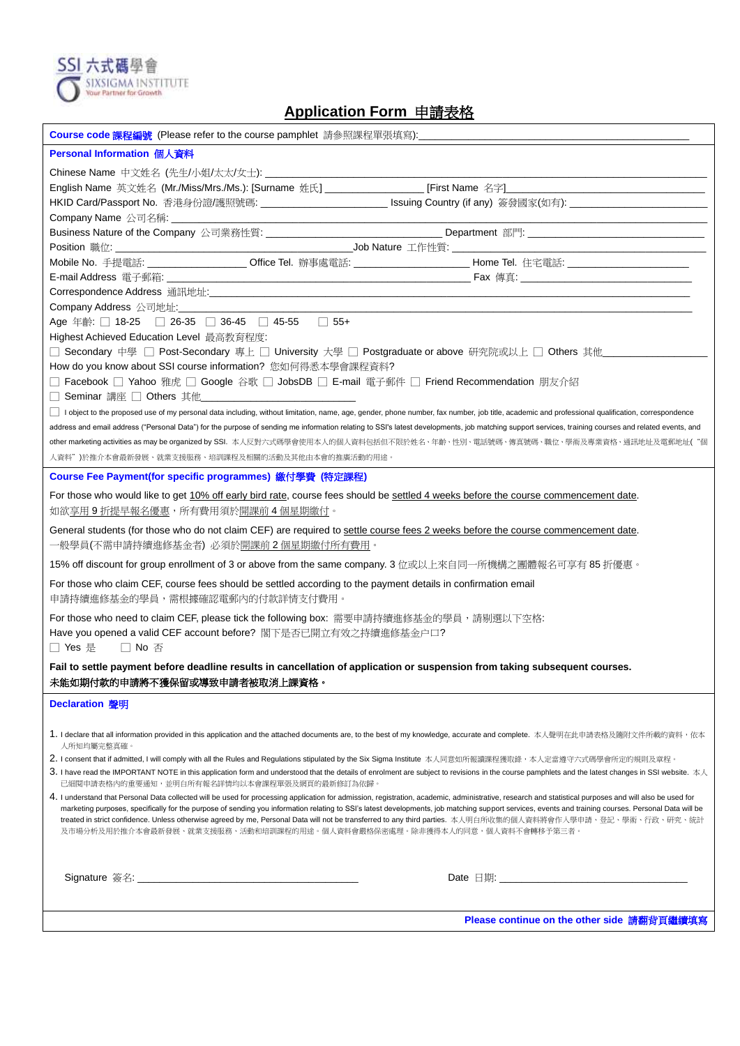SSI 六式碼學會
SIXSIGMA INSTITUTE
Your Partner for Growth

# Application Form 申請表格

**Course code 課程編號** (Please refer to the course pamphlet 請參照課程單張填寫):______________________________________

## Personal Information 個人資料

Chinese Name 中文姓名 (先生/小姐/太太/女士): ______________________________________________

English Name 英文姓名 (Mr./Miss/Mrs./Ms.): [Surname 姓氏] ________________ [First Name 名字]______________________________

HKID Card/Passport No. 香港身份證/護照號碼: ______________________ Issuing Country (if any) 簽發國家(如有): ____________________

Company Name 公司名稱: ______________________________________________________________________

Business Nature of the Company 公司業務性質: ______________________________ Department 部門: ______________________________

Position 職位: ________________________________________Job Nature 工作性質: __________________________________________

Mobile No. 手提電話: ________________ Office Tel. 辦事處電話: ____________________ Home Tel. 住宅電話: ____________________

E-mail Address 電子郵箱: ________________________________________________________ Fax 傳真: __________________________

Correspondence Address 通訊地址:______________________________________________________________________

Company Address 公司地址:______________________________________________________________________

Age 年齡: ☐ 18-25 ☐ 26-35 ☐ 36-45 ☐ 45-55 ☐ 55+

Highest Education Level 最高教育程度:

☐ Secondary 中學 ☐ Post-Secondary 專上 ☐ University 大學 ☐ Postgraduate or above 研究院或以上 ☐ Others 其他________________

How do you know about SSI course information? 您如何得悉本學會課程資料?

☐ Facebook ☐ Yahoo 雅虎 ☐ Google 谷歌 ☐ JobsDB ☐ E-mail 電子郵件 ☐ Friend Recommendation 朋友介紹

☐ Seminar 講座 ☐ Others 其他________________________

☐ I object to the proposed use of my personal data including, without limitation, name, age, gender, phone number, fax number, job title, academic and professional qualification, correspondence address and email address ("Personal Data") for the purpose of sending me information relating to SSI's latest developments, job matching support services, training courses and related events, and other marketing activities as may be organized by SSI. 本人反對六式碼學會使用本人的個人資料包括但不限於姓名、年齡、性別、電話號碼、傳真號碼、職位、學術及專業資格、通訊地址及電郵地址("個人資料")於推介本會最新發展、就業支援服務、培訓課程及相關的活動及其他由本會的推廣活動的用途。

## Course Fee Payment(for specific programmes) 繳付學費 (特定課程)

For those who would like to get <u>10% off early bird rate</u>, course fees should be <u>settled 4 weeks before the course commencement date</u>.
如欲<u>享用 9 折提早報名優惠</u>，所有費用須於<u>開課前 4 個星期繳付</u>。

General students (for those who do not claim CEF) are required to <u>settle course fees 2 weeks before the course commencement date</u>.
一般學員(不需申請持續進修基金者) 必須於<u>開課前 2 個星期繳付所有費用</u>。

15% off discount for group enrollment of 3 or above from the same company. 3 位或以上來自同一所機構之團體報名可享有 85 折優惠。

For those who claim CEF, course fees should be settled according to the payment details in confirmation email
申請持續進修基金的學員，需根據確認電郵內的付款詳情支付費用。

For those who need to claim CEF, please tick the following box: 需要申請持續進修基金的學員，請剔選以下空格:
Have you opened a valid CEF account before? 閣下是否已開立有效之持續進修基金户口?
☐ Yes 是 ☐ No 否

**Fail to settle payment before deadline results in cancellation of application or suspension from taking subsequent courses.**
**未能如期付款的申請將不獲保留或導致申請者被取消上課資格。**

## Declaration 聲明

1. I declare that all information provided in this application and the attached documents are, to the best of my knowledge, accurate and complete. 本人聲明在此申請表格及隨附文件所載的資料，依本人所知均屬完整真確。
2. I consent that if admitted, I will comply with all the Rules and Regulations stipulated by the Six Sigma Institute 本人同意如所報讀課程獲取錄，本人定當遵守六式碼學會所定的規則及章程。
3. I have read the IMPORTANT NOTE in this application form and understood that the details of enrolment are subject to revisions in the course pamphlets and the latest changes in SSI website. 本人已細閱申請表格內的重要通知，並明白所有報名詳情均以本會課程單張及網頁的最新修訂為依歸。
4. I understand that Personal Data collected will be used for processing application for admission, registration, academic, administrative, research and statistical purposes and will also be used for marketing purposes, specifically for the purpose of sending you information relating to SSI's latest developments, job matching support services, events and training courses. Personal Data will be treated in strict confidence. Unless otherwise agreed by me, Personal Data will not be transferred to any third parties. 本人明白所收集的個人資料將會作入學申請、登記、學術、行政、研究、統計及市場分析及用於推介本會最新發展、就業支援服務、活動和培訓課程的用途。個人資料會嚴格保密處理。除非獲得本人的同意，個人資料不會轉移予第三者。

Signature 簽名: ________________________________________ Date 日期: __________________________________

**Please continue on the other side 請翻背頁繼續填寫**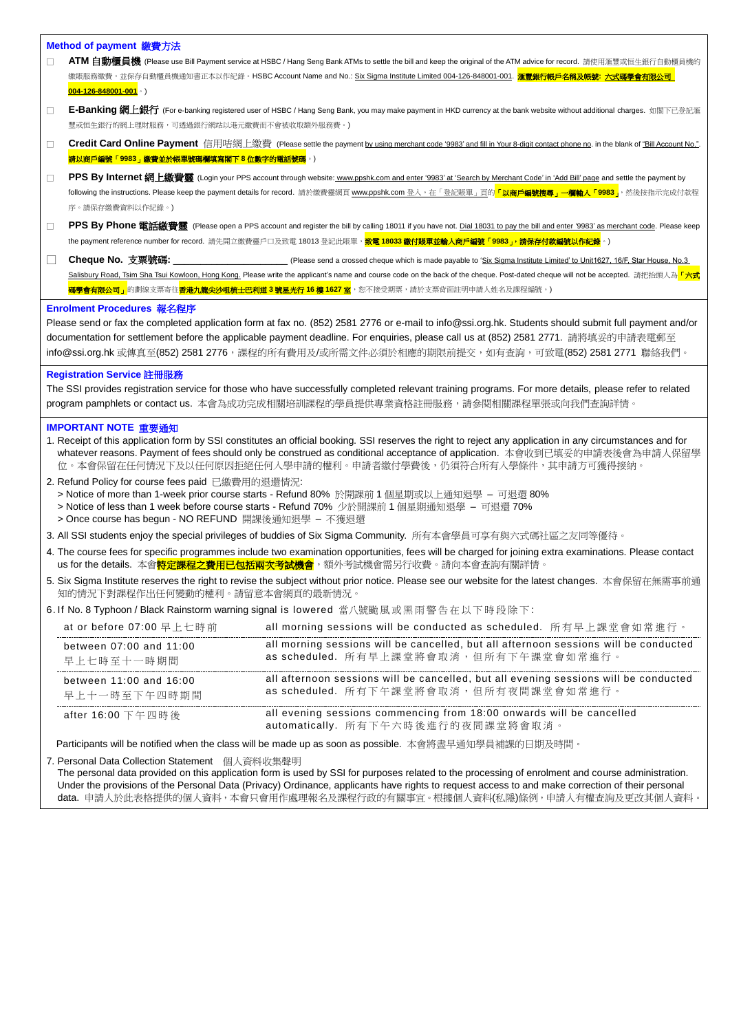## Method of payment 繳費方法

- ☐ **ATM 自動櫃員機** (Please use Bill Payment service at HSBC / Hang Seng Bank ATMs to settle the bill and keep the original of the ATM advice for record. 請使用滙豐或恒生銀行自動櫃員機的繳賬服務繳費，並保存自動櫃員機通知書正本以作紀錄。HSBC Account Name and No.: Six Sigma Institute Limited 004-126-848001-001. **滙豐銀行帳戶名稱及帳號: 六式碼學會有限公司 004-126-848001-001**。)
- ☐ **E-Banking 網上銀行** (For e-banking registered user of HSBC / Hang Seng Bank, you may make payment in HKD currency at the bank website without additional charges. 如閣下已登記滙豐或恒生銀行的網上理財服務，可透過銀行網站以港元繳費而不會被收取額外服務費。)
- ☐ **Credit Card Online Payment 信用咭網上繳費** (Please settle the payment by using merchant code '9983' and fill in Your 8-digit contact phone no. in the blank of "Bill Account No.". **請以商戶編號「9983」繳費並於帳單號碼欄填寫閣下 8 位數字的電話號碼**。)
- ☐ **PPS By Internet 網上繳費靈** (Login your PPS account through website: www.ppshk.com and enter '9983' at 'Search by Merchant Code' in 'Add Bill' page and settle the payment by following the instructions. Please keep the payment details for record. 請於繳費靈網頁 www.ppshk.com 登入，在「登記賬單」頁的**「以商戶編號搜尋」一欄輸入「9983」**，然後按指示完成付款程序。請保存繳費資料以作紀錄。)
- ☐ **PPS By Phone 電話繳費靈** (Please open a PPS account and register the bill by calling 18011 if you have not. Dial 18031 to pay the bill and enter '9983' as merchant code. Please keep the payment reference number for record. 請先開立繳費靈戶口及致電 18013 登記此賬單，**致電 18033 繳付賬單並輸入商戶編號「9983」，請保存付款編號以作紀錄**。)
- ☐ **Cheque No. 支票號碼:** ____________________ (Please send a crossed cheque which is made payable to 'Six Sigma Institute Limited' to Unit1627, 16/F, Star House, No.3 Salisbury Road, Tsim Sha Tsui Kowloon, Hong Kong. Please write the applicant's name and course code on the back of the cheque. Post-dated cheque will not be accepted. 請把抬頭人為**「六式碼學會有限公司」**的劃線支票寄往**香港九龍尖沙咀梳士巴利道 3 號星光行 16 樓 1627 室**，恕不接受期票，請於支票背面註明申請人姓名及課程編號。)

## Enrolment Procedures 報名程序

Please send or fax the completed application form at fax no. (852) 2581 2776 or e-mail to info@ssi.org.hk. Students should submit full payment and/or documentation for settlement before the applicable payment deadline. For enquiries, please call us at (852) 2581 2771. 請將填妥的申請表電郵至 info@ssi.org.hk 或傳真至(852) 2581 2776，課程的所有費用及/或所需文件必須於相應的期限前提交，如有查詢，可致電(852) 2581 2771 聯絡我們。

## Registration Service 註冊服務

The SSI provides registration service for those who have successfully completed relevant training programs. For more details, please refer to related program pamphlets or contact us. 本會為成功完成相關培訓課程的學員提供專業資格註冊服務，請參閱相關課程單張或向我們查詢詳情。

## IMPORTANT NOTE 重要通知

1. Receipt of this application form by SSI constitutes an official booking. SSI reserves the right to reject any application in any circumstances and for whatever reasons. Payment of fees should only be construed as conditional acceptance of application. 本會收到已填妥的申請表後會為申請人保留學位。本會保留在任何情況下及以任何原因拒絕任何入學申請的權利。申請者繳付學費後，仍須符合所有入學條件，其申請方可獲得接納。
2. Refund Policy for course fees paid 已繳費用的退還情況:
   > Notice of more than 1-week prior course starts - Refund 80% 於開課前 1 個星期或以上通知退學 – 可退還 80%
   > Notice of less than 1 week before course starts - Refund 70% 少於開課前 1 個星期通知退學 – 可退還 70%
   > Once course has begun - NO REFUND 開課後通知退學 – 不獲退還
3. All SSI students enjoy the special privileges of buddies of Six Sigma Community. 所有本會學員可享有與六式碼社區之友同等優待。
4. The course fees for specific programmes include two examination opportunities, fees will be charged for joining extra examinations. Please contact us for the details. 本會**特定課程之費用已包括兩次考試機會**，額外考試機會需另行收費。請向本會查詢有關詳情。
5. Six Sigma Institute reserves the right to revise the subject without prior notice. Please see our website for the latest changes. 本會保留在無需事前通知的情況下對課程作出任何變動的權利。請留意本會網頁的最新情況。
6. If No. 8 Typhoon / Black Rainstorm warning signal is lowered 當八號颱風或黑雨警告在以下時段除下:

| | |
|---|---|
| at or before 07:00 早上七時前 | all morning sessions will be conducted as scheduled. 所有早上課堂會如常進行。 |
| between 07:00 and 11:00 早上七時至十一時期間 | all morning sessions will be cancelled, but all afternoon sessions will be conducted as scheduled. 所有早上課堂將會取消，但所有下午課堂會如常進行。 |
| between 11:00 and 16:00 早上十一時至下午四時期間 | all afternoon sessions will be cancelled, but all evening sessions will be conducted as scheduled. 所有下午課堂將會取消，但所有夜間課堂會如常進行。 |
| after 16:00 下午四時後 | all evening sessions commencing from 18:00 onwards will be cancelled automatically. 所有下午六時後進行的夜間課堂將會取消。 |

   Participants will be notified when the class will be made up as soon as possible. 本會將盡早通知學員補課的日期及時間。

7. Personal Data Collection Statement 個人資料收集聲明
   The personal data provided on this application form is used by SSI for purposes related to the processing of enrolment and course administration. Under the provisions of the Personal Data (Privacy) Ordinance, applicants have rights to request access to and make correction of their personal data. 申請人於此表格提供的個人資料，本會只會用作處理報名及課程行政的有關事宜。根據個人資料(私隱)條例，申請人有權查詢及更改其個人資料。